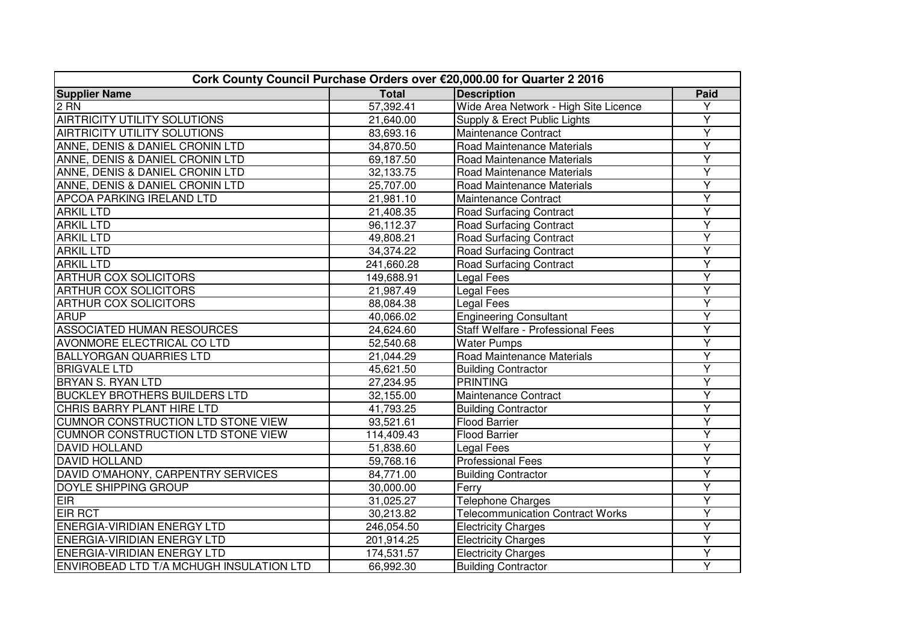| Cork County Council Purchase Orders over €20,000.00 for Quarter 2 2016 | | | |
|---|---|---|---|
| **Supplier Name** | **Total** | **Description** | **Paid** |
| 2 RN | 57,392.41 | Wide Area Network - High Site Licence | Y |
| AIRTRICITY UTILITY SOLUTIONS | 21,640.00 | Supply & Erect Public Lights | Y |
| AIRTRICITY UTILITY SOLUTIONS | 83,693.16 | Maintenance Contract | Y |
| ANNE, DENIS & DANIEL CRONIN LTD | 34,870.50 | Road Maintenance Materials | Y |
| ANNE, DENIS & DANIEL CRONIN LTD | 69,187.50 | Road Maintenance Materials | Y |
| ANNE, DENIS & DANIEL CRONIN LTD | 32,133.75 | Road Maintenance Materials | Y |
| ANNE, DENIS & DANIEL CRONIN LTD | 25,707.00 | Road Maintenance Materials | Y |
| APCOA PARKING IRELAND LTD | 21,981.10 | Maintenance Contract | Y |
| ARKIL LTD | 21,408.35 | Road Surfacing Contract | Y |
| ARKIL LTD | 96,112.37 | Road Surfacing Contract | Y |
| ARKIL LTD | 49,808.21 | Road Surfacing Contract | Y |
| ARKIL LTD | 34,374.22 | Road Surfacing Contract | Y |
| ARKIL LTD | 241,660.28 | Road Surfacing Contract | Y |
| ARTHUR COX SOLICITORS | 149,688.91 | Legal Fees | Y |
| ARTHUR COX SOLICITORS | 21,987.49 | Legal Fees | Y |
| ARTHUR COX SOLICITORS | 88,084.38 | Legal Fees | Y |
| ARUP | 40,066.02 | Engineering Consultant | Y |
| ASSOCIATED HUMAN RESOURCES | 24,624.60 | Staff Welfare - Professional Fees | Y |
| AVONMORE ELECTRICAL CO LTD | 52,540.68 | Water Pumps | Y |
| BALLYORGAN QUARRIES LTD | 21,044.29 | Road Maintenance Materials | Y |
| BRIGVALE LTD | 45,621.50 | Building Contractor | Y |
| BRYAN S. RYAN LTD | 27,234.95 | PRINTING | Y |
| BUCKLEY BROTHERS BUILDERS LTD | 32,155.00 | Maintenance Contract | Y |
| CHRIS BARRY PLANT HIRE LTD | 41,793.25 | Building Contractor | Y |
| CUMNOR CONSTRUCTION LTD STONE VIEW | 93,521.61 | Flood Barrier | Y |
| CUMNOR CONSTRUCTION LTD STONE VIEW | 114,409.43 | Flood Barrier | Y |
| DAVID HOLLAND | 51,838.60 | Legal Fees | Y |
| DAVID HOLLAND | 59,768.16 | Professional Fees | Y |
| DAVID O'MAHONY, CARPENTRY SERVICES | 84,771.00 | Building Contractor | Y |
| DOYLE SHIPPING GROUP | 30,000.00 | Ferry | Y |
| EIR | 31,025.27 | Telephone Charges | Y |
| EIR RCT | 30,213.82 | Telecommunication Contract Works | Y |
| ENERGIA-VIRIDIAN ENERGY LTD | 246,054.50 | Electricity Charges | Y |
| ENERGIA-VIRIDIAN ENERGY LTD | 201,914.25 | Electricity Charges | Y |
| ENERGIA-VIRIDIAN ENERGY LTD | 174,531.57 | Electricity Charges | Y |
| ENVIROBEAD LTD T/A MCHUGH INSULATION LTD | 66,992.30 | Building Contractor | Y |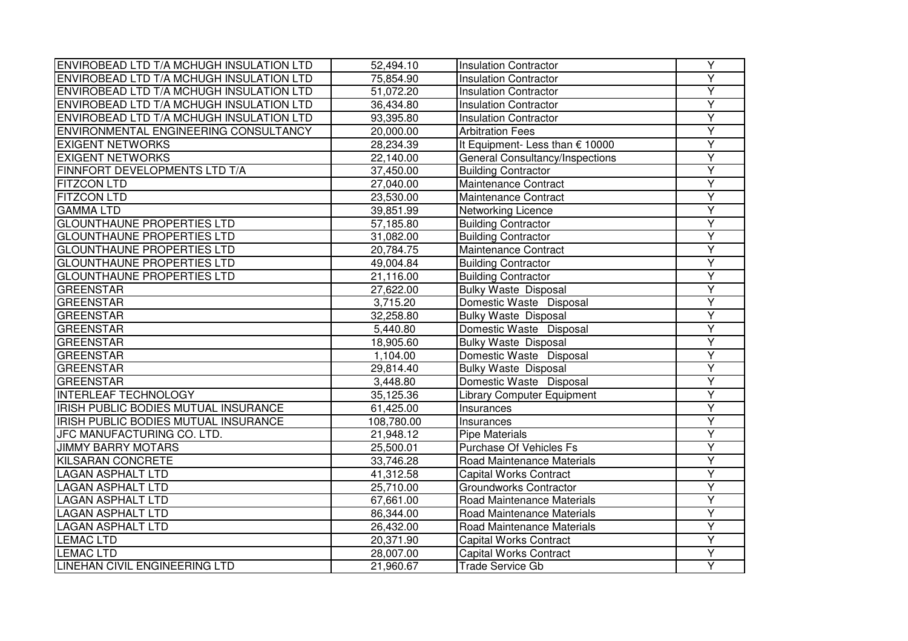| | | | |
|---|---|---|---|
| ENVIROBEAD LTD T/A MCHUGH INSULATION LTD | 52,494.10 | Insulation Contractor | Y |
| ENVIROBEAD LTD T/A MCHUGH INSULATION LTD | 75,854.90 | Insulation Contractor | Y |
| ENVIROBEAD LTD T/A MCHUGH INSULATION LTD | 51,072.20 | Insulation Contractor | Y |
| ENVIROBEAD LTD T/A MCHUGH INSULATION LTD | 36,434.80 | Insulation Contractor | Y |
| ENVIROBEAD LTD T/A MCHUGH INSULATION LTD | 93,395.80 | Insulation Contractor | Y |
| ENVIRONMENTAL ENGINEERING CONSULTANCY | 20,000.00 | Arbitration Fees | Y |
| EXIGENT NETWORKS | 28,234.39 | It Equipment- Less than € 10000 | Y |
| EXIGENT NETWORKS | 22,140.00 | General Consultancy/Inspections | Y |
| FINNFORT DEVELOPMENTS LTD T/A | 37,450.00 | Building Contractor | Y |
| FITZCON LTD | 27,040.00 | Maintenance Contract | Y |
| FITZCON LTD | 23,530.00 | Maintenance Contract | Y |
| GAMMA LTD | 39,851.99 | Networking Licence | Y |
| GLOUNTHAUNE PROPERTIES LTD | 57,185.80 | Building Contractor | Y |
| GLOUNTHAUNE PROPERTIES LTD | 31,082.00 | Building Contractor | Y |
| GLOUNTHAUNE PROPERTIES LTD | 20,784.75 | Maintenance Contract | Y |
| GLOUNTHAUNE PROPERTIES LTD | 49,004.84 | Building Contractor | Y |
| GLOUNTHAUNE PROPERTIES LTD | 21,116.00 | Building Contractor | Y |
| GREENSTAR | 27,622.00 | Bulky Waste Disposal | Y |
| GREENSTAR | 3,715.20 | Domestic Waste Disposal | Y |
| GREENSTAR | 32,258.80 | Bulky Waste Disposal | Y |
| GREENSTAR | 5,440.80 | Domestic Waste Disposal | Y |
| GREENSTAR | 18,905.60 | Bulky Waste Disposal | Y |
| GREENSTAR | 1,104.00 | Domestic Waste Disposal | Y |
| GREENSTAR | 29,814.40 | Bulky Waste Disposal | Y |
| GREENSTAR | 3,448.80 | Domestic Waste Disposal | Y |
| INTERLEAF TECHNOLOGY | 35,125.36 | Library Computer Equipment | Y |
| IRISH PUBLIC BODIES MUTUAL INSURANCE | 61,425.00 | Insurances | Y |
| IRISH PUBLIC BODIES MUTUAL INSURANCE | 108,780.00 | Insurances | Y |
| JFC MANUFACTURING CO. LTD. | 21,948.12 | Pipe Materials | Y |
| JIMMY BARRY MOTARS | 25,500.01 | Purchase Of Vehicles Fs | Y |
| KILSARAN CONCRETE | 33,746.28 | Road Maintenance Materials | Y |
| LAGAN ASPHALT LTD | 41,312.58 | Capital Works Contract | Y |
| LAGAN ASPHALT LTD | 25,710.00 | Groundworks Contractor | Y |
| LAGAN ASPHALT LTD | 67,661.00 | Road Maintenance Materials | Y |
| LAGAN ASPHALT LTD | 86,344.00 | Road Maintenance Materials | Y |
| LAGAN ASPHALT LTD | 26,432.00 | Road Maintenance Materials | Y |
| LEMAC LTD | 20,371.90 | Capital Works Contract | Y |
| LEMAC LTD | 28,007.00 | Capital Works Contract | Y |
| LINEHAN CIVIL ENGINEERING LTD | 21,960.67 | Trade Service Gb | Y |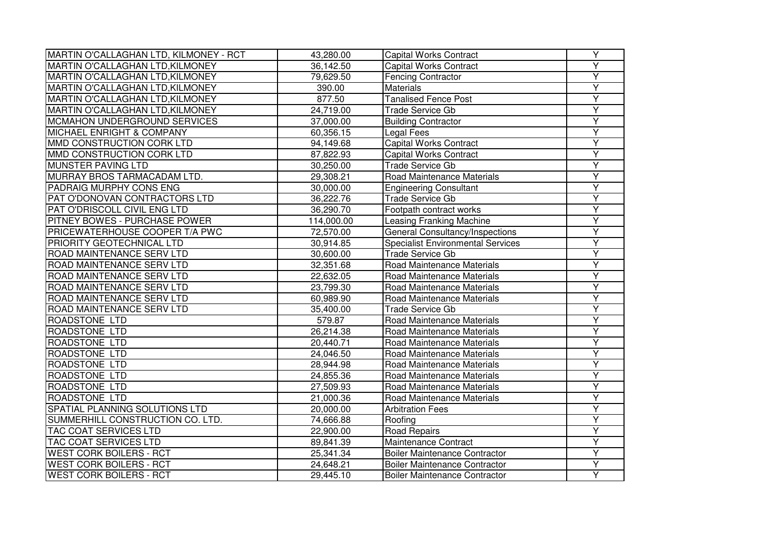| | | | |
|---|---|---|---|
| MARTIN O'CALLAGHAN LTD, KILMONEY - RCT | 43,280.00 | Capital Works Contract | Y |
| MARTIN O'CALLAGHAN LTD,KILMONEY | 36,142.50 | Capital Works Contract | Y |
| MARTIN O'CALLAGHAN LTD,KILMONEY | 79,629.50 | Fencing Contractor | Y |
| MARTIN O'CALLAGHAN LTD,KILMONEY | 390.00 | Materials | Y |
| MARTIN O'CALLAGHAN LTD,KILMONEY | 877.50 | Tanalised Fence Post | Y |
| MARTIN O'CALLAGHAN LTD,KILMONEY | 24,719.00 | Trade Service Gb | Y |
| MCMAHON UNDERGROUND SERVICES | 37,000.00 | Building Contractor | Y |
| MICHAEL ENRIGHT & COMPANY | 60,356.15 | Legal Fees | Y |
| MMD CONSTRUCTION CORK LTD | 94,149.68 | Capital Works Contract | Y |
| MMD CONSTRUCTION CORK LTD | 87,822.93 | Capital Works Contract | Y |
| MUNSTER PAVING LTD | 30,250.00 | Trade Service Gb | Y |
| MURRAY BROS TARMACADAM LTD. | 29,308.21 | Road Maintenance Materials | Y |
| PADRAIG MURPHY CONS ENG | 30,000.00 | Engineering Consultant | Y |
| PAT O'DONOVAN CONTRACTORS LTD | 36,222.76 | Trade Service Gb | Y |
| PAT O'DRISCOLL CIVIL ENG LTD | 36,290.70 | Footpath contract works | Y |
| PITNEY BOWES - PURCHASE POWER | 114,000.00 | Leasing Franking Machine | Y |
| PRICEWATERHOUSE COOPER T/A PWC | 72,570.00 | General Consultancy/Inspections | Y |
| PRIORITY GEOTECHNICAL LTD | 30,914.85 | Specialist Environmental Services | Y |
| ROAD MAINTENANCE SERV LTD | 30,600.00 | Trade Service Gb | Y |
| ROAD MAINTENANCE SERV LTD | 32,351.68 | Road Maintenance Materials | Y |
| ROAD MAINTENANCE SERV LTD | 22,632.05 | Road Maintenance Materials | Y |
| ROAD MAINTENANCE SERV LTD | 23,799.30 | Road Maintenance Materials | Y |
| ROAD MAINTENANCE SERV LTD | 60,989.90 | Road Maintenance Materials | Y |
| ROAD MAINTENANCE SERV LTD | 35,400.00 | Trade Service Gb | Y |
| ROADSTONE LTD | 579.87 | Road Maintenance Materials | Y |
| ROADSTONE LTD | 26,214.38 | Road Maintenance Materials | Y |
| ROADSTONE LTD | 20,440.71 | Road Maintenance Materials | Y |
| ROADSTONE LTD | 24,046.50 | Road Maintenance Materials | Y |
| ROADSTONE LTD | 28,944.98 | Road Maintenance Materials | Y |
| ROADSTONE LTD | 24,855.36 | Road Maintenance Materials | Y |
| ROADSTONE LTD | 27,509.93 | Road Maintenance Materials | Y |
| ROADSTONE LTD | 21,000.36 | Road Maintenance Materials | Y |
| SPATIAL PLANNING SOLUTIONS LTD | 20,000.00 | Arbitration Fees | Y |
| SUMMERHILL CONSTRUCTION CO. LTD. | 74,666.88 | Roofing | Y |
| TAC COAT SERVICES LTD | 22,900.00 | Road Repairs | Y |
| TAC COAT SERVICES LTD | 89,841.39 | Maintenance Contract | Y |
| WEST CORK BOILERS - RCT | 25,341.34 | Boiler Maintenance Contractor | Y |
| WEST CORK BOILERS - RCT | 24,648.21 | Boiler Maintenance Contractor | Y |
| WEST CORK BOILERS - RCT | 29,445.10 | Boiler Maintenance Contractor | Y |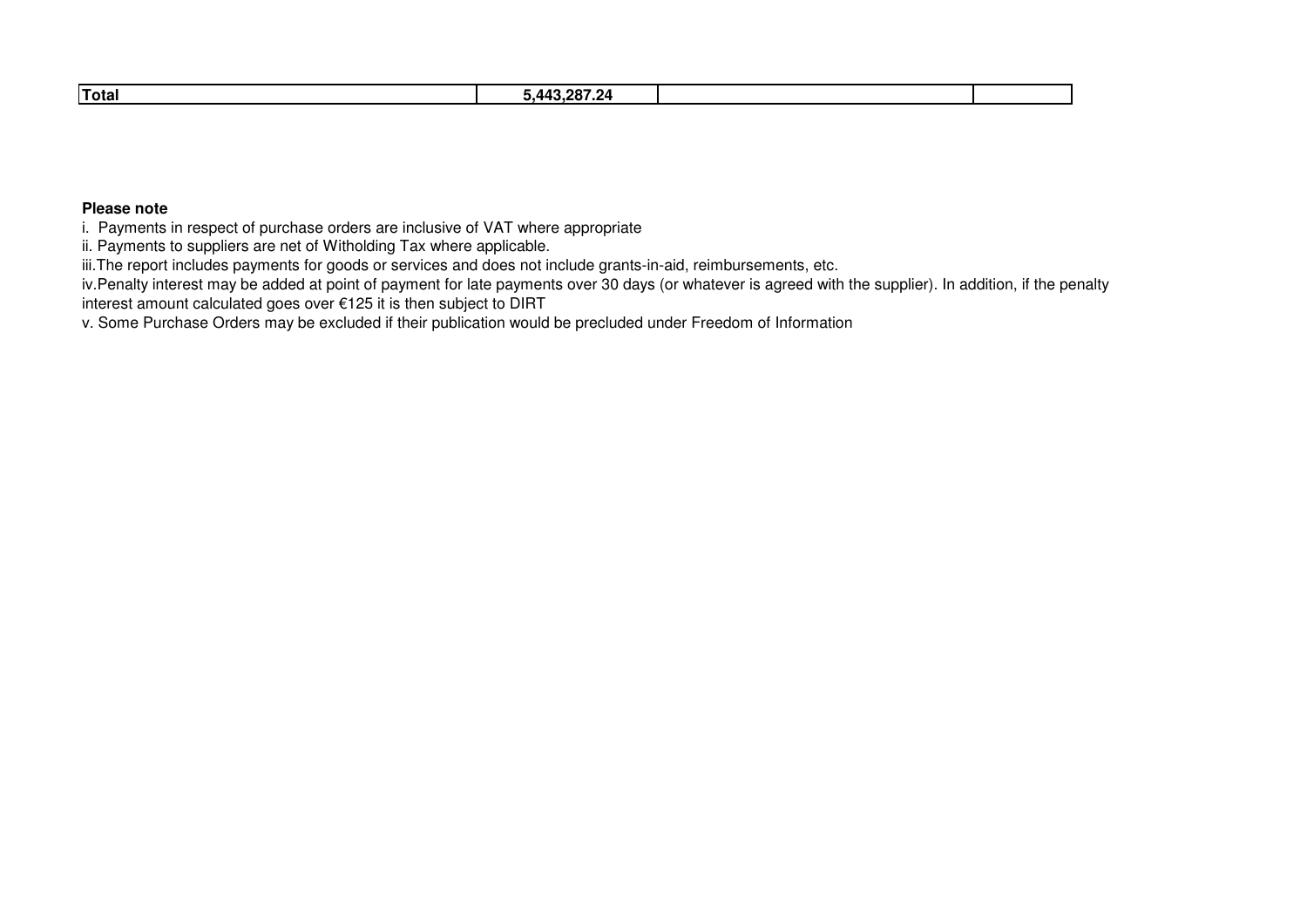| | | | |
|---|---|---|---|
| **Total** | **5,443,287.24** | | |

**Please note**

i.  Payments in respect of purchase orders are inclusive of VAT where appropriate

ii. Payments to suppliers are net of Witholding Tax where applicable.

iii.The report includes payments for goods or services and does not include grants-in-aid, reimbursements, etc.

iv.Penalty interest may be added at point of payment for late payments over 30 days (or whatever is agreed with the supplier). In addition, if the penalty interest amount calculated goes over €125 it is then subject to DIRT

v. Some Purchase Orders may be excluded if their publication would be precluded under Freedom of Information